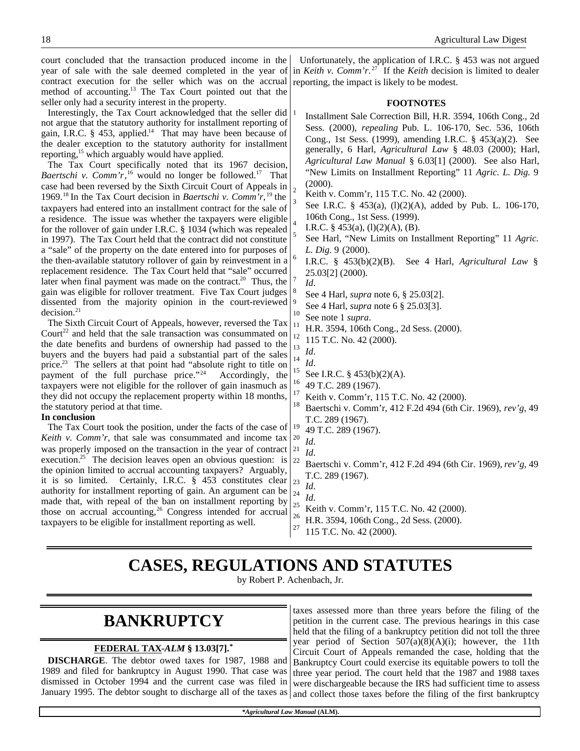court concluded that the transaction produced income in the year of sale with the sale deemed completed in the year of contract execution for the seller which was on the accrual method of accounting.[13] The Tax Court pointed out that the seller only had a security interest in the property.

Interestingly, the Tax Court acknowledged that the seller did not argue that the statutory authority for installment reporting of gain, I.R.C. § 453, applied.[14] That may have been because of the dealer exception to the statutory authority for installment reporting,[15] which arguably would have applied.

The Tax Court specifically noted that its 1967 decision, *Baertschi v. Comm'r*,[16] would no longer be followed.[17] That case had been reversed by the Sixth Circuit Court of Appeals in 1969.[18] In the Tax Court decision in *Baertschi v. Comm'r*,[19] the taxpayers had entered into an installment contract for the sale of a residence. The issue was whether the taxpayers were eligible for the rollover of gain under I.R.C. § 1034 (which was repealed in 1997). The Tax Court held that the contract did not constitute a "sale" of the property on the date entered into for purposes of the then-available statutory rollover of gain by reinvestment in a replacement residence. The Tax Court held that "sale" occurred later when final payment was made on the contract.[20] Thus, the gain was eligible for rollover treatment. Five Tax Court judges dissented from the majority opinion in the court-reviewed decision.[21]

The Sixth Circuit Court of Appeals, however, reversed the Tax Court[22] and held that the sale transaction was consummated on the date benefits and burdens of ownership had passed to the buyers and the buyers had paid a substantial part of the sales price.[23] The sellers at that point had "absolute right to title on payment of the full purchase price."[24] Accordingly, the taxpayers were not eligible for the rollover of gain inasmuch as they did not occupy the replacement property within 18 months, the statutory period at that time.

**In conclusion**

The Tax Court took the position, under the facts of the case of *Keith v. Comm'r*, that sale was consummated and income tax was properly imposed on the transaction in the year of contract execution.[25] The decision leaves open an obvious question: is the opinion limited to accrual accounting taxpayers? Arguably, it is so limited. Certainly, I.R.C. § 453 constitutes clear authority for installment reporting of gain. An argument can be made that, with repeal of the ban on installment reporting by those on accrual accounting,[26] Congress intended for accrual taxpayers to be eligible for installment reporting as well.

Unfortunately, the application of I.R.C. § 453 was not argued in *Keith v. Comm'r*.[27] If the *Keith* decision is limited to dealer reporting, the impact is likely to be modest.

**FOOTNOTES**

1. Installment Sale Correction Bill, H.R. 3594, 106th Cong., 2d Sess. (2000), *repealing* Pub. L. 106-170, Sec. 536, 106th Cong., 1st Sess. (1999), amending I.R.C. § 453(a)(2). See generally, 6 Harl, *Agricultural Law* § 48.03 (2000); Harl, *Agricultural Law Manual* § 6.03[1] (2000). See also Harl, "New Limits on Installment Reporting" 11 *Agric. L. Dig.* 9 (2000).
2. Keith v. Comm'r, 115 T.C. No. 42 (2000).
3. See I.R.C. § 453(a), (l)(2)(A), added by Pub. L. 106-170, 106th Cong., 1st Sess. (1999).
4. I.R.C. § 453(a), (l)(2)(A), (B).
5. See Harl, "New Limits on Installment Reporting" 11 *Agric. L. Dig.* 9 (2000).
6. I.R.C. § 453(b)(2)(B). See 4 Harl, *Agricultural Law* § 25.03[2] (2000).
7. *Id*.
8. See 4 Harl, *supra* note 6, § 25.03[2].
9. See 4 Harl, *supra* note 6 § 25.03[3].
10. See note 1 *supra*.
11. H.R. 3594, 106th Cong., 2d Sess. (2000).
12. 115 T.C. No. 42 (2000).
13. *Id*.
14. *Id*.
15. See I.R.C. § 453(b)(2)(A).
16. 49 T.C. 289 (1967).
17. Keith v. Comm'r, 115 T.C. No. 42 (2000).
18. Baertschi v. Comm'r, 412 F.2d 494 (6th Cir. 1969), *rev'g*, 49 T.C. 289 (1967).
19. 49 T.C. 289 (1967).
20. *Id*.
21. *Id*.
22. Baertschi v. Comm'r, 412 F.2d 494 (6th Cir. 1969), *rev'g*, 49 T.C. 289 (1967).
23. *Id*.
24. *Id*.
25. Keith v. Comm'r, 115 T.C. No. 42 (2000).
26. H.R. 3594, 106th Cong., 2d Sess. (2000).
27. 115 T.C. No. 42 (2000).

# CASES, REGULATIONS AND STATUTES

by Robert P. Achenbach, Jr.

## BANKRUPTCY

### FEDERAL TAX-*ALM* § 13.03[7].*

**DISCHARGE**. The debtor owed taxes for 1987, 1988 and 1989 and filed for bankruptcy in August 1990. That case was dismissed in October 1994 and the current case was filed in January 1995. The debtor sought to discharge all of the taxes as taxes assessed more than three years before the filing of the petition in the current case. The previous hearings in this case held that the filing of a bankruptcy petition did not toll the three year period of Section 507(a)(8)(A)(i); however, the 11th Circuit Court of Appeals remanded the case, holding that the Bankruptcy Court could exercise its equitable powers to toll the three year period. The court held that the 1987 and 1988 taxes were dischargeable because the IRS had sufficient time to assess and collect those taxes before the filing of the first bankruptcy

**Agricultural Law Manual* (ALM).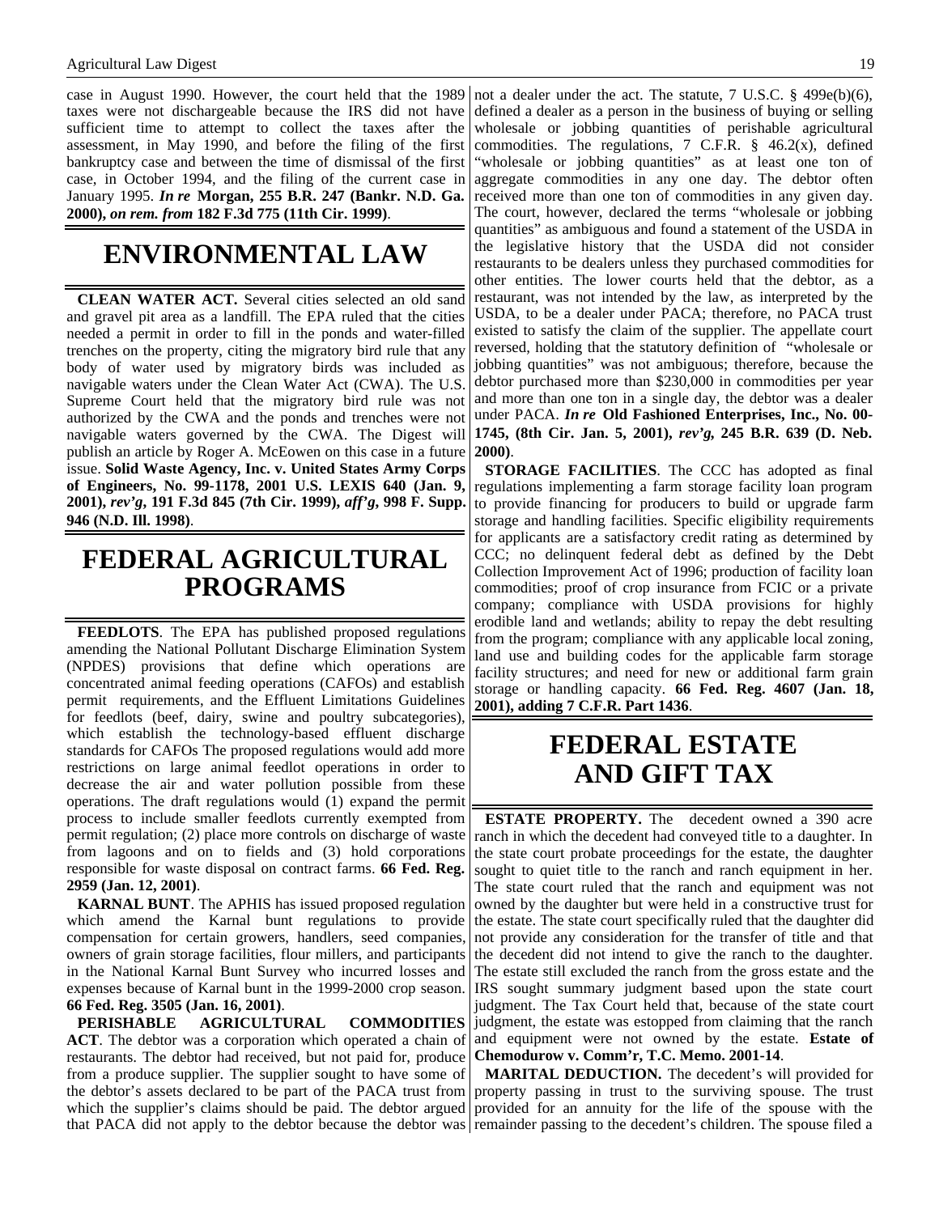case in August 1990. However, the court held that the 1989 taxes were not dischargeable because the IRS did not have sufficient time to attempt to collect the taxes after the assessment, in May 1990, and before the filing of the first bankruptcy case and between the time of dismissal of the first case, in October 1994, and the filing of the current case in January 1995. ***In re* Morgan, 255 B.R. 247 (Bankr. N.D. Ga. 2000),** ***on rem. from*** **182 F.3d 775 (11th Cir. 1999)**.

# ENVIRONMENTAL LAW

**CLEAN WATER ACT.** Several cities selected an old sand and gravel pit area as a landfill. The EPA ruled that the cities needed a permit in order to fill in the ponds and water-filled trenches on the property, citing the migratory bird rule that any body of water used by migratory birds was included as navigable waters under the Clean Water Act (CWA). The U.S. Supreme Court held that the migratory bird rule was not authorized by the CWA and the ponds and trenches were not navigable waters governed by the CWA. The Digest will publish an article by Roger A. McEowen on this case in a future issue. **Solid Waste Agency, Inc. v. United States Army Corps of Engineers, No. 99-1178, 2001 U.S. LEXIS 640 (Jan. 9, 2001),** ***rev'g*****, 191 F.3d 845 (7th Cir. 1999),** ***aff'g*****, 998 F. Supp. 946 (N.D. Ill. 1998)**.

# FEDERAL AGRICULTURAL PROGRAMS

**FEEDLOTS**. The EPA has published proposed regulations amending the National Pollutant Discharge Elimination System (NPDES) provisions that define which operations are concentrated animal feeding operations (CAFOs) and establish permit requirements, and the Effluent Limitations Guidelines for feedlots (beef, dairy, swine and poultry subcategories), which establish the technology-based effluent discharge standards for CAFOs The proposed regulations would add more restrictions on large animal feedlot operations in order to decrease the air and water pollution possible from these operations. The draft regulations would (1) expand the permit process to include smaller feedlots currently exempted from permit regulation; (2) place more controls on discharge of waste from lagoons and on to fields and (3) hold corporations responsible for waste disposal on contract farms. **66 Fed. Reg. 2959 (Jan. 12, 2001)**.

**KARNAL BUNT**. The APHIS has issued proposed regulation which amend the Karnal bunt regulations to provide compensation for certain growers, handlers, seed companies, owners of grain storage facilities, flour millers, and participants in the National Karnal Bunt Survey who incurred losses and expenses because of Karnal bunt in the 1999-2000 crop season. **66 Fed. Reg. 3505 (Jan. 16, 2001)**.

**PERISHABLE AGRICULTURAL COMMODITIES ACT**. The debtor was a corporation which operated a chain of restaurants. The debtor had received, but not paid for, produce from a produce supplier. The supplier sought to have some of the debtor's assets declared to be part of the PACA trust from which the supplier's claims should be paid. The debtor argued that PACA did not apply to the debtor because the debtor was not a dealer under the act. The statute, 7 U.S.C. § 499e(b)(6), defined a dealer as a person in the business of buying or selling wholesale or jobbing quantities of perishable agricultural commodities. The regulations, 7 C.F.R. § 46.2(x), defined "wholesale or jobbing quantities" as at least one ton of aggregate commodities in any one day. The debtor often received more than one ton of commodities in any given day. The court, however, declared the terms "wholesale or jobbing quantities" as ambiguous and found a statement of the USDA in the legislative history that the USDA did not consider restaurants to be dealers unless they purchased commodities for other entities. The lower courts held that the debtor, as a restaurant, was not intended by the law, as interpreted by the USDA, to be a dealer under PACA; therefore, no PACA trust existed to satisfy the claim of the supplier. The appellate court reversed, holding that the statutory definition of "wholesale or jobbing quantities" was not ambiguous; therefore, because the debtor purchased more than $230,000 in commodities per year and more than one ton in a single day, the debtor was a dealer under PACA. ***In re* Old Fashioned Enterprises, Inc., No. 00-1745, (8th Cir. Jan. 5, 2001),** ***rev'g*****, 245 B.R. 639 (D. Neb. 2000)**.

**STORAGE FACILITIES**. The CCC has adopted as final regulations implementing a farm storage facility loan program to provide financing for producers to build or upgrade farm storage and handling facilities. Specific eligibility requirements for applicants are a satisfactory credit rating as determined by CCC; no delinquent federal debt as defined by the Debt Collection Improvement Act of 1996; production of facility loan commodities; proof of crop insurance from FCIC or a private company; compliance with USDA provisions for highly erodible land and wetlands; ability to repay the debt resulting from the program; compliance with any applicable local zoning, land use and building codes for the applicable farm storage facility structures; and need for new or additional farm grain storage or handling capacity. **66 Fed. Reg. 4607 (Jan. 18, 2001), adding 7 C.F.R. Part 1436**.

# FEDERAL ESTATE AND GIFT TAX

**ESTATE PROPERTY.** The decedent owned a 390 acre ranch in which the decedent had conveyed title to a daughter. In the state court probate proceedings for the estate, the daughter sought to quiet title to the ranch and ranch equipment in her. The state court ruled that the ranch and equipment was not owned by the daughter but were held in a constructive trust for the estate. The state court specifically ruled that the daughter did not provide any consideration for the transfer of title and that the decedent did not intend to give the ranch to the daughter. The estate still excluded the ranch from the gross estate and the IRS sought summary judgment based upon the state court judgment. The Tax Court held that, because of the state court judgment, the estate was estopped from claiming that the ranch and equipment were not owned by the estate. **Estate of Chemodurow v. Comm'r, T.C. Memo. 2001-14**.

**MARITAL DEDUCTION.** The decedent's will provided for property passing in trust to the surviving spouse. The trust provided for an annuity for the life of the spouse with the remainder passing to the decedent's children. The spouse filed a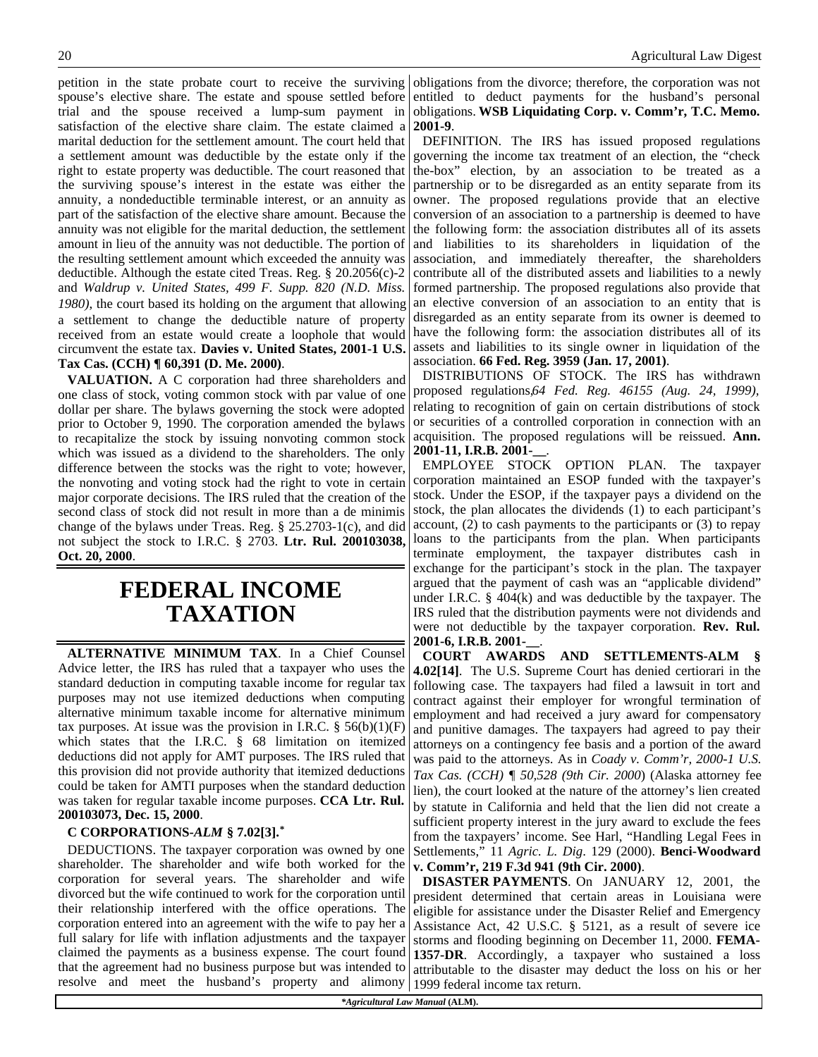petition in the state probate court to receive the surviving spouse's elective share. The estate and spouse settled before trial and the spouse received a lump-sum payment in satisfaction of the elective share claim. The estate claimed a marital deduction for the settlement amount. The court held that a settlement amount was deductible by the estate only if the right to estate property was deductible. The court reasoned that the surviving spouse's interest in the estate was either the annuity, a nondeductible terminable interest, or an annuity as part of the satisfaction of the elective share amount. Because the annuity was not eligible for the marital deduction, the settlement amount in lieu of the annuity was not deductible. The portion of the resulting settlement amount which exceeded the annuity was deductible. Although the estate cited Treas. Reg. § 20.2056(c)-2 and *Waldrup v. United States, 499 F. Supp. 820 (N.D. Miss. 1980)*, the court based its holding on the argument that allowing a settlement to change the deductible nature of property received from an estate would create a loophole that would circumvent the estate tax. **Davies v. United States, 2001-1 U.S. Tax Cas. (CCH) ¶ 60,391 (D. Me. 2000)**.

**VALUATION.** A C corporation had three shareholders and one class of stock, voting common stock with par value of one dollar per share. The bylaws governing the stock were adopted prior to October 9, 1990. The corporation amended the bylaws to recapitalize the stock by issuing nonvoting common stock which was issued as a dividend to the shareholders. The only difference between the stocks was the right to vote; however, the nonvoting and voting stock had the right to vote in certain major corporate decisions. The IRS ruled that the creation of the second class of stock did not result in more than a de minimis change of the bylaws under Treas. Reg. § 25.2703-1(c), and did not subject the stock to I.R.C. § 2703. **Ltr. Rul. 200103038, Oct. 20, 2000**.

# FEDERAL INCOME TAXATION

**ALTERNATIVE MINIMUM TAX**. In a Chief Counsel Advice letter, the IRS has ruled that a taxpayer who uses the standard deduction in computing taxable income for regular tax purposes may not use itemized deductions when computing alternative minimum taxable income for alternative minimum tax purposes. At issue was the provision in I.R.C. § 56(b)(1)(F) which states that the I.R.C. § 68 limitation on itemized deductions did not apply for AMT purposes. The IRS ruled that this provision did not provide authority that itemized deductions could be taken for AMTI purposes when the standard deduction was taken for regular taxable income purposes. **CCA Ltr. Rul. 200103073, Dec. 15, 2000**.

**C CORPORATIONS-*ALM* § 7.02[3].***

DEDUCTIONS. The taxpayer corporation was owned by one shareholder. The shareholder and wife both worked for the corporation for several years. The shareholder and wife divorced but the wife continued to work for the corporation until their relationship interfered with the office operations. The corporation entered into an agreement with the wife to pay her a full salary for life with inflation adjustments and the taxpayer claimed the payments as a business expense. The court found that the agreement had no business purpose but was intended to resolve and meet the husband's property and alimony obligations from the divorce; therefore, the corporation was not entitled to deduct payments for the husband's personal obligations. **WSB Liquidating Corp. v. Comm'r, T.C. Memo. 2001-9**.

DEFINITION. The IRS has issued proposed regulations governing the income tax treatment of an election, the "check the-box" election, by an association to be treated as a partnership or to be disregarded as an entity separate from its owner. The proposed regulations provide that an elective conversion of an association to a partnership is deemed to have the following form: the association distributes all of its assets and liabilities to its shareholders in liquidation of the association, and immediately thereafter, the shareholders contribute all of the distributed assets and liabilities to a newly formed partnership. The proposed regulations also provide that an elective conversion of an association to an entity that is disregarded as an entity separate from its owner is deemed to have the following form: the association distributes all of its assets and liabilities to its single owner in liquidation of the association. **66 Fed. Reg. 3959 (Jan. 17, 2001)**.

DISTRIBUTIONS OF STOCK. The IRS has withdrawn proposed regulations,*64 Fed. Reg. 46155 (Aug. 24, 1999)*, relating to recognition of gain on certain distributions of stock or securities of a controlled corporation in connection with an acquisition. The proposed regulations will be reissued. **Ann. 2001-11, I.R.B. 2001-__**.

EMPLOYEE STOCK OPTION PLAN. The taxpayer corporation maintained an ESOP funded with the taxpayer's stock. Under the ESOP, if the taxpayer pays a dividend on the stock, the plan allocates the dividends (1) to each participant's account, (2) to cash payments to the participants or (3) to repay loans to the participants from the plan. When participants terminate employment, the taxpayer distributes cash in exchange for the participant's stock in the plan. The taxpayer argued that the payment of cash was an "applicable dividend" under I.R.C. § 404(k) and was deductible by the taxpayer. The IRS ruled that the distribution payments were not dividends and were not deductible by the taxpayer corporation. **Rev. Rul. 2001-6, I.R.B. 2001-__**.

**COURT AWARDS AND SETTLEMENTS-ALM § 4.02[14]**. The U.S. Supreme Court has denied certiorari in the following case. The taxpayers had filed a lawsuit in tort and contract against their employer for wrongful termination of employment and had received a jury award for compensatory and punitive damages. The taxpayers had agreed to pay their attorneys on a contingency fee basis and a portion of the award was paid to the attorneys. As in *Coady v. Comm'r, 2000-1 U.S. Tax Cas. (CCH) ¶ 50,528 (9th Cir. 2000)* (Alaska attorney fee lien), the court looked at the nature of the attorney's lien created by statute in California and held that the lien did not create a sufficient property interest in the jury award to exclude the fees from the taxpayers' income. See Harl, "Handling Legal Fees in Settlements," 11 *Agric. L. Dig*. 129 (2000). **Benci-Woodward v. Comm'r, 219 F.3d 941 (9th Cir. 2000)**.

**DISASTER PAYMENTS**. On JANUARY 12, 2001, the president determined that certain areas in Louisiana were eligible for assistance under the Disaster Relief and Emergency Assistance Act, 42 U.S.C. § 5121, as a result of severe ice storms and flooding beginning on December 11, 2000. **FEMA-1357-DR**. Accordingly, a taxpayer who sustained a loss attributable to the disaster may deduct the loss on his or her 1999 federal income tax return.

****Agricultural Law Manual* (ALM).**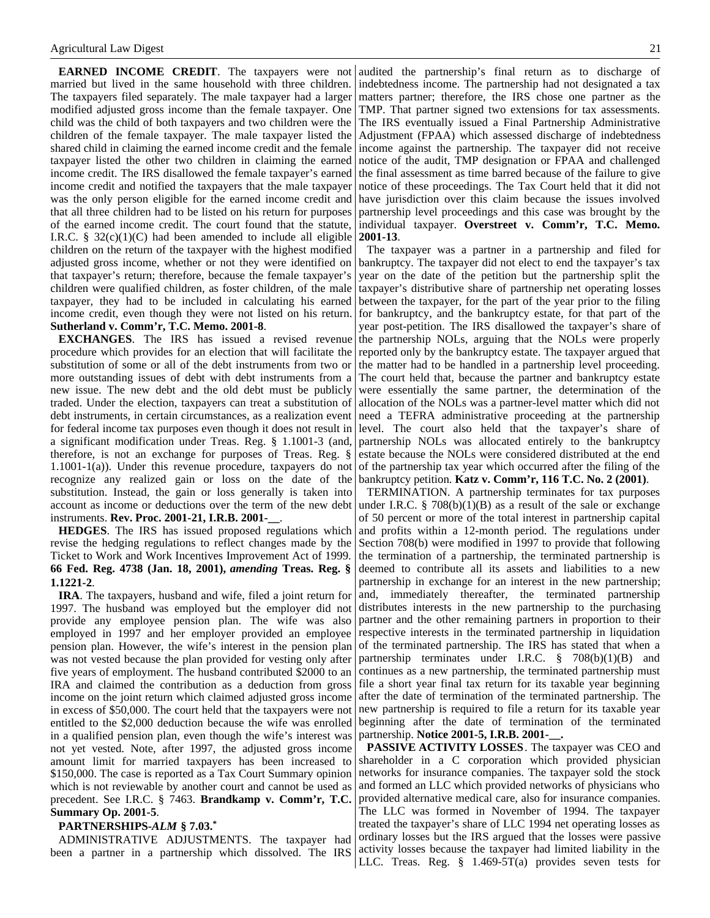**EARNED INCOME CREDIT**. The taxpayers were not married but lived in the same household with three children. The taxpayers filed separately. The male taxpayer had a larger modified adjusted gross income than the female taxpayer. One child was the child of both taxpayers and two children were the children of the female taxpayer. The male taxpayer listed the shared child in claiming the earned income credit and the female taxpayer listed the other two children in claiming the earned income credit. The IRS disallowed the female taxpayer's earned income credit and notified the taxpayers that the male taxpayer was the only person eligible for the earned income credit and that all three children had to be listed on his return for purposes of the earned income credit. The court found that the statute, I.R.C. § 32(c)(1)(C) had been amended to include all eligible children on the return of the taxpayer with the highest modified adjusted gross income, whether or not they were identified on that taxpayer's return; therefore, because the female taxpayer's children were qualified children, as foster children, of the male taxpayer, they had to be included in calculating his earned income credit, even though they were not listed on his return. **Sutherland v. Comm'r, T.C. Memo. 2001-8**.

**EXCHANGES**. The IRS has issued a revised revenue procedure which provides for an election that will facilitate the substitution of some or all of the debt instruments from two or more outstanding issues of debt with debt instruments from a new issue. The new debt and the old debt must be publicly traded. Under the election, taxpayers can treat a substitution of debt instruments, in certain circumstances, as a realization event for federal income tax purposes even though it does not result in a significant modification under Treas. Reg. § 1.1001-3 (and, therefore, is not an exchange for purposes of Treas. Reg. § 1.1001-1(a)). Under this revenue procedure, taxpayers do not recognize any realized gain or loss on the date of the substitution. Instead, the gain or loss generally is taken into account as income or deductions over the term of the new debt instruments. **Rev. Proc. 2001-21, I.R.B. 2001-__**.

**HEDGES**. The IRS has issued proposed regulations which revise the hedging regulations to reflect changes made by the Ticket to Work and Work Incentives Improvement Act of 1999. **66 Fed. Reg. 4738 (Jan. 18, 2001),** ***amending*** **Treas. Reg. § 1.1221-2**.

**IRA**. The taxpayers, husband and wife, filed a joint return for 1997. The husband was employed but the employer did not provide any employee pension plan. The wife was also employed in 1997 and her employer provided an employee pension plan. However, the wife's interest in the pension plan was not vested because the plan provided for vesting only after five years of employment. The husband contributed $2000 to an IRA and claimed the contribution as a deduction from gross income on the joint return which claimed adjusted gross income in excess of $50,000. The court held that the taxpayers were not entitled to the $2,000 deduction because the wife was enrolled in a qualified pension plan, even though the wife's interest was not yet vested. Note, after 1997, the adjusted gross income amount limit for married taxpayers has been increased to $150,000. The case is reported as a Tax Court Summary opinion which is not reviewable by another court and cannot be used as precedent. See I.R.C. § 7463. **Brandkamp v. Comm'r, T.C. Summary Op. 2001-5**.

**PARTNERSHIPS-*ALM* § 7.03.***

ADMINISTRATIVE ADJUSTMENTS. The taxpayer had been a partner in a partnership which dissolved. The IRS audited the partnership's final return as to discharge of indebtedness income. The partnership had not designated a tax matters partner; therefore, the IRS chose one partner as the TMP. That partner signed two extensions for tax assessments. The IRS eventually issued a Final Partnership Administrative Adjustment (FPAA) which assessed discharge of indebtedness income against the partnership. The taxpayer did not receive notice of the audit, TMP designation or FPAA and challenged the final assessment as time barred because of the failure to give notice of these proceedings. The Tax Court held that it did not have jurisdiction over this claim because the issues involved partnership level proceedings and this case was brought by the individual taxpayer. **Overstreet v. Comm'r, T.C. Memo. 2001-13**.

The taxpayer was a partner in a partnership and filed for bankruptcy. The taxpayer did not elect to end the taxpayer's tax year on the date of the petition but the partnership split the taxpayer's distributive share of partnership net operating losses between the taxpayer, for the part of the year prior to the filing for bankruptcy, and the bankruptcy estate, for that part of the year post-petition. The IRS disallowed the taxpayer's share of the partnership NOLs, arguing that the NOLs were properly reported only by the bankruptcy estate. The taxpayer argued that the matter had to be handled in a partnership level proceeding. The court held that, because the partner and bankruptcy estate were essentially the same partner, the determination of the allocation of the NOLs was a partner-level matter which did not need a TEFRA administrative proceeding at the partnership level. The court also held that the taxpayer's share of partnership NOLs was allocated entirely to the bankruptcy estate because the NOLs were considered distributed at the end of the partnership tax year which occurred after the filing of the bankruptcy petition. **Katz v. Comm'r, 116 T.C. No. 2 (2001)**.

TERMINATION. A partnership terminates for tax purposes under I.R.C. § 708(b)(1)(B) as a result of the sale or exchange of 50 percent or more of the total interest in partnership capital and profits within a 12-month period. The regulations under Section 708(b) were modified in 1997 to provide that following the termination of a partnership, the terminated partnership is deemed to contribute all its assets and liabilities to a new partnership in exchange for an interest in the new partnership; and, immediately thereafter, the terminated partnership distributes interests in the new partnership to the purchasing partner and the other remaining partners in proportion to their respective interests in the terminated partnership in liquidation of the terminated partnership. The IRS has stated that when a partnership terminates under I.R.C. § 708(b)(1)(B) and continues as a new partnership, the terminated partnership must file a short year final tax return for its taxable year beginning after the date of termination of the terminated partnership. The new partnership is required to file a return for its taxable year beginning after the date of termination of the terminated partnership. **Notice 2001-5, I.R.B. 2001-__.**

**PASSIVE ACTIVITY LOSSES**. The taxpayer was CEO and shareholder in a C corporation which provided physician networks for insurance companies. The taxpayer sold the stock and formed an LLC which provided networks of physicians who provided alternative medical care, also for insurance companies. The LLC was formed in November of 1994. The taxpayer treated the taxpayer's share of LLC 1994 net operating losses as ordinary losses but the IRS argued that the losses were passive activity losses because the taxpayer had limited liability in the LLC. Treas. Reg. § 1.469-5T(a) provides seven tests for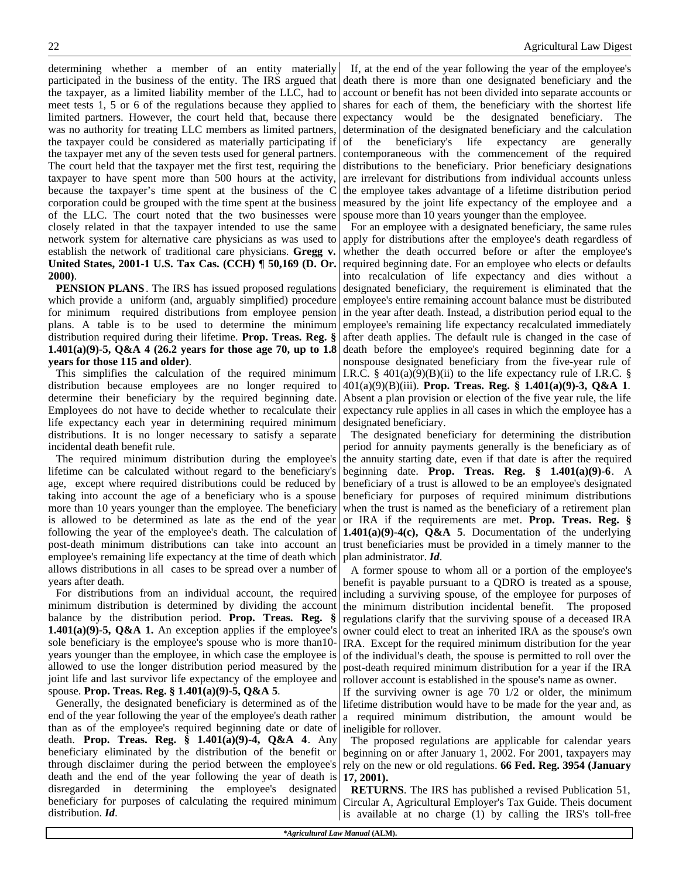determining whether a member of an entity materially participated in the business of the entity. The IRS argued that the taxpayer, as a limited liability member of the LLC, had to meet tests 1, 5 or 6 of the regulations because they applied to limited partners. However, the court held that, because there was no authority for treating LLC members as limited partners, the taxpayer could be considered as materially participating if the taxpayer met any of the seven tests used for general partners. The court held that the taxpayer met the first test, requiring the taxpayer to have spent more than 500 hours at the activity, because the taxpayer's time spent at the business of the C corporation could be grouped with the time spent at the business of the LLC. The court noted that the two businesses were closely related in that the taxpayer intended to use the same network system for alternative care physicians as was used to establish the network of traditional care physicians. **Gregg v. United States, 2001-1 U.S. Tax Cas. (CCH) ¶ 50,169 (D. Or. 2000)**.

**PENSION PLANS**. The IRS has issued proposed regulations which provide a uniform (and, arguably simplified) procedure for minimum required distributions from employee pension plans. A table is to be used to determine the minimum distribution required during their lifetime. **Prop. Treas. Reg. § 1.401(a)(9)-5, Q&A 4 (26.2 years for those age 70, up to 1.8 years for those 115 and older)**.

This simplifies the calculation of the required minimum distribution because employees are no longer required to determine their beneficiary by the required beginning date. Employees do not have to decide whether to recalculate their life expectancy each year in determining required minimum distributions. It is no longer necessary to satisfy a separate incidental death benefit rule.

The required minimum distribution during the employee's lifetime can be calculated without regard to the beneficiary's age, except where required distributions could be reduced by taking into account the age of a beneficiary who is a spouse more than 10 years younger than the employee. The beneficiary is allowed to be determined as late as the end of the year following the year of the employee's death. The calculation of post-death minimum distributions can take into account an employee's remaining life expectancy at the time of death which allows distributions in all cases to be spread over a number of years after death.

For distributions from an individual account, the required minimum distribution is determined by dividing the account balance by the distribution period. **Prop. Treas. Reg. § 1.401(a)(9)-5, Q&A 1.** An exception applies if the employee's sole beneficiary is the employee's spouse who is more than10-years younger than the employee, in which case the employee is allowed to use the longer distribution period measured by the joint life and last survivor life expectancy of the employee and spouse. **Prop. Treas. Reg. § 1.401(a)(9)-5, Q&A 5**.

Generally, the designated beneficiary is determined as of the end of the year following the year of the employee's death rather than as of the employee's required beginning date or date of death. **Prop. Treas. Reg. § 1.401(a)(9)-4, Q&A 4**. Any beneficiary eliminated by the distribution of the benefit or through disclaimer during the period between the employee's death and the end of the year following the year of death is disregarded in determining the employee's designated beneficiary for purposes of calculating the required minimum distribution. ***Id***.

If, at the end of the year following the year of the employee's death there is more than one designated beneficiary and the account or benefit has not been divided into separate accounts or shares for each of them, the beneficiary with the shortest life expectancy would be the designated beneficiary. The determination of the designated beneficiary and the calculation of the beneficiary's life expectancy are generally contemporaneous with the commencement of the required distributions to the beneficiary. Prior beneficiary designations are irrelevant for distributions from individual accounts unless the employee takes advantage of a lifetime distribution period measured by the joint life expectancy of the employee and a spouse more than 10 years younger than the employee.

For an employee with a designated beneficiary, the same rules apply for distributions after the employee's death regardless of whether the death occurred before or after the employee's required beginning date. For an employee who elects or defaults into recalculation of life expectancy and dies without a designated beneficiary, the requirement is eliminated that the employee's entire remaining account balance must be distributed in the year after death. Instead, a distribution period equal to the employee's remaining life expectancy recalculated immediately after death applies. The default rule is changed in the case of death before the employee's required beginning date for a nonspouse designated beneficiary from the five-year rule of I.R.C. § 401(a)(9)(B)(ii) to the life expectancy rule of I.R.C. § 401(a)(9)(B)(iii). **Prop. Treas. Reg. § 1.401(a)(9)-3, Q&A 1**. Absent a plan provision or election of the five year rule, the life expectancy rule applies in all cases in which the employee has a designated beneficiary.

The designated beneficiary for determining the distribution period for annuity payments generally is the beneficiary as of the annuity starting date, even if that date is after the required beginning date. **Prop. Treas. Reg. § 1.401(a)(9)-6**. A beneficiary of a trust is allowed to be an employee's designated beneficiary for purposes of required minimum distributions when the trust is named as the beneficiary of a retirement plan or IRA if the requirements are met. **Prop. Treas. Reg. § 1.401(a)(9)-4(c), Q&A 5**. Documentation of the underlying trust beneficiaries must be provided in a timely manner to the plan administrator. ***Id***.

A former spouse to whom all or a portion of the employee's benefit is payable pursuant to a QDRO is treated as a spouse, including a surviving spouse, of the employee for purposes of the minimum distribution incidental benefit. The proposed regulations clarify that the surviving spouse of a deceased IRA owner could elect to treat an inherited IRA as the spouse's own IRA. Except for the required minimum distribution for the year of the individual's death, the spouse is permitted to roll over the post-death required minimum distribution for a year if the IRA rollover account is established in the spouse's name as owner.

If the surviving owner is age 70 1/2 or older, the minimum lifetime distribution would have to be made for the year and, as a required minimum distribution, the amount would be ineligible for rollover.

The proposed regulations are applicable for calendar years beginning on or after January 1, 2002. For 2001, taxpayers may rely on the new or old regulations. **66 Fed. Reg. 3954 (January 17, 2001).**

**RETURNS**. The IRS has published a revised Publication 51, Circular A, Agricultural Employer's Tax Guide. Theis document is available at no charge (1) by calling the IRS's toll-free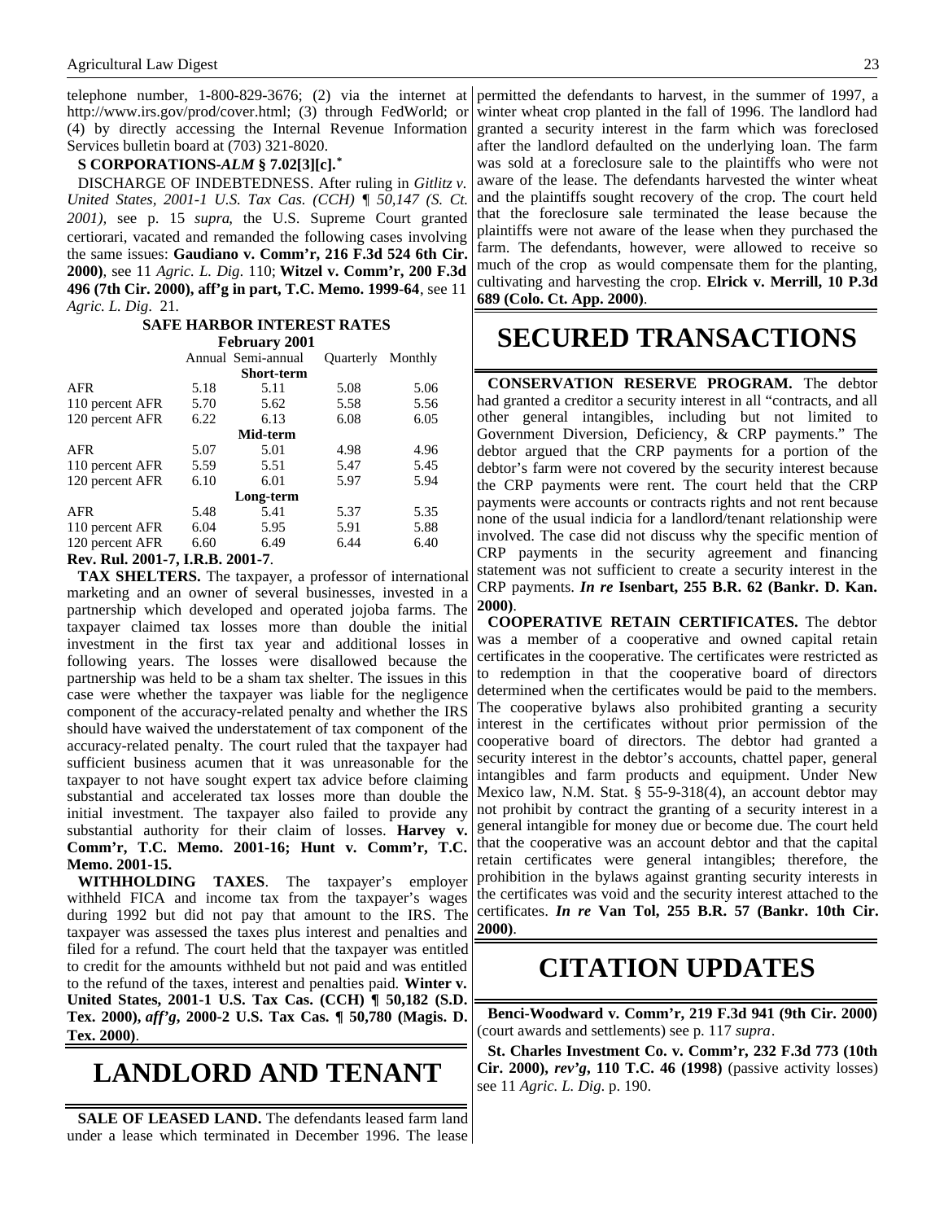telephone number, 1-800-829-3676; (2) via the internet at http://www.irs.gov/prod/cover.html; (3) through FedWorld; or (4) by directly accessing the Internal Revenue Information Services bulletin board at (703) 321-8020.

**S CORPORATIONS-*ALM* § 7.02[3][c].***

DISCHARGE OF INDEBTEDNESS. After ruling in *Gitlitz v. United States, 2001-1 U.S. Tax Cas. (CCH) ¶ 50,147 (S. Ct. 2001)*, see p. 15 *supra*, the U.S. Supreme Court granted certiorari, vacated and remanded the following cases involving the same issues: **Gaudiano v. Comm'r, 216 F.3d 524 6th Cir. 2000)**, see 11 *Agric. L. Dig*. 110; **Witzel v. Comm'r, 200 F.3d 496 (7th Cir. 2000), aff'g in part, T.C. Memo. 1999-64**, see 11 *Agric. L. Dig*. 21.

**SAFE HARBOR INTEREST RATES**
**February 2001**

| | Annual | Semi-annual | Quarterly | Monthly |
|---|---|---|---|---|
| | | **Short-term** | | |
| AFR | 5.18 | 5.11 | 5.08 | 5.06 |
| 110 percent AFR | 5.70 | 5.62 | 5.58 | 5.56 |
| 120 percent AFR | 6.22 | 6.13 | 6.08 | 6.05 |
| | | **Mid-term** | | |
| AFR | 5.07 | 5.01 | 4.98 | 4.96 |
| 110 percent AFR | 5.59 | 5.51 | 5.47 | 5.45 |
| 120 percent AFR | 6.10 | 6.01 | 5.97 | 5.94 |
| | | **Long-term** | | |
| AFR | 5.48 | 5.41 | 5.37 | 5.35 |
| 110 percent AFR | 6.04 | 5.95 | 5.91 | 5.88 |
| 120 percent AFR | 6.60 | 6.49 | 6.44 | 6.40 |

**Rev. Rul. 2001-7, I.R.B. 2001-7**.

**TAX SHELTERS.** The taxpayer, a professor of international marketing and an owner of several businesses, invested in a partnership which developed and operated jojoba farms. The taxpayer claimed tax losses more than double the initial investment in the first tax year and additional losses in following years. The losses were disallowed because the partnership was held to be a sham tax shelter. The issues in this case were whether the taxpayer was liable for the negligence component of the accuracy-related penalty and whether the IRS should have waived the understatement of tax component of the accuracy-related penalty. The court ruled that the taxpayer had sufficient business acumen that it was unreasonable for the taxpayer to not have sought expert tax advice before claiming substantial and accelerated tax losses more than double the initial investment. The taxpayer also failed to provide any substantial authority for their claim of losses. **Harvey v. Comm'r, T.C. Memo. 2001-16; Hunt v. Comm'r, T.C. Memo. 2001-15.**

**WITHHOLDING TAXES**. The taxpayer's employer withheld FICA and income tax from the taxpayer's wages during 1992 but did not pay that amount to the IRS. The taxpayer was assessed the taxes plus interest and penalties and filed for a refund. The court held that the taxpayer was entitled to credit for the amounts withheld but not paid and was entitled to the refund of the taxes, interest and penalties paid. **Winter v. United States, 2001-1 U.S. Tax Cas. (CCH) ¶ 50,182 (S.D. Tex. 2000),** ***aff'g*****, 2000-2 U.S. Tax Cas. ¶ 50,780 (Magis. D. Tex. 2000)**.

# LANDLORD AND TENANT

**SALE OF LEASED LAND.** The defendants leased farm land under a lease which terminated in December 1996. The lease permitted the defendants to harvest, in the summer of 1997, a winter wheat crop planted in the fall of 1996. The landlord had granted a security interest in the farm which was foreclosed after the landlord defaulted on the underlying loan. The farm was sold at a foreclosure sale to the plaintiffs who were not aware of the lease. The defendants harvested the winter wheat and the plaintiffs sought recovery of the crop. The court held that the foreclosure sale terminated the lease because the plaintiffs were not aware of the lease when they purchased the farm. The defendants, however, were allowed to receive so much of the crop as would compensate them for the planting, cultivating and harvesting the crop. **Elrick v. Merrill, 10 P.3d 689 (Colo. Ct. App. 2000)**.

# SECURED TRANSACTIONS

**CONSERVATION RESERVE PROGRAM.** The debtor had granted a creditor a security interest in all "contracts, and all other general intangibles, including but not limited to Government Diversion, Deficiency, & CRP payments." The debtor argued that the CRP payments for a portion of the debtor's farm were not covered by the security interest because the CRP payments were rent. The court held that the CRP payments were accounts or contracts rights and not rent because none of the usual indicia for a landlord/tenant relationship were involved. The case did not discuss why the specific mention of CRP payments in the security agreement and financing statement was not sufficient to create a security interest in the CRP payments. ***In re*** **Isenbart, 255 B.R. 62 (Bankr. D. Kan. 2000)**.

**COOPERATIVE RETAIN CERTIFICATES.** The debtor was a member of a cooperative and owned capital retain certificates in the cooperative. The certificates were restricted as to redemption in that the cooperative board of directors determined when the certificates would be paid to the members. The cooperative bylaws also prohibited granting a security interest in the certificates without prior permission of the cooperative board of directors. The debtor had granted a security interest in the debtor's accounts, chattel paper, general intangibles and farm products and equipment. Under New Mexico law, N.M. Stat. § 55-9-318(4), an account debtor may not prohibit by contract the granting of a security interest in a general intangible for money due or become due. The court held that the cooperative was an account debtor and that the capital retain certificates were general intangibles; therefore, the prohibition in the bylaws against granting security interests in the certificates was void and the security interest attached to the certificates. ***In re*** **Van Tol, 255 B.R. 57 (Bankr. 10th Cir. 2000)**.

# CITATION UPDATES

**Benci-Woodward v. Comm'r, 219 F.3d 941 (9th Cir. 2000)** (court awards and settlements) see p. 117 *supra*.

**St. Charles Investment Co. v. Comm'r, 232 F.3d 773 (10th Cir. 2000),** ***rev'g*****, 110 T.C. 46 (1998)** (passive activity losses) see 11 *Agric. L. Dig*. p. 190.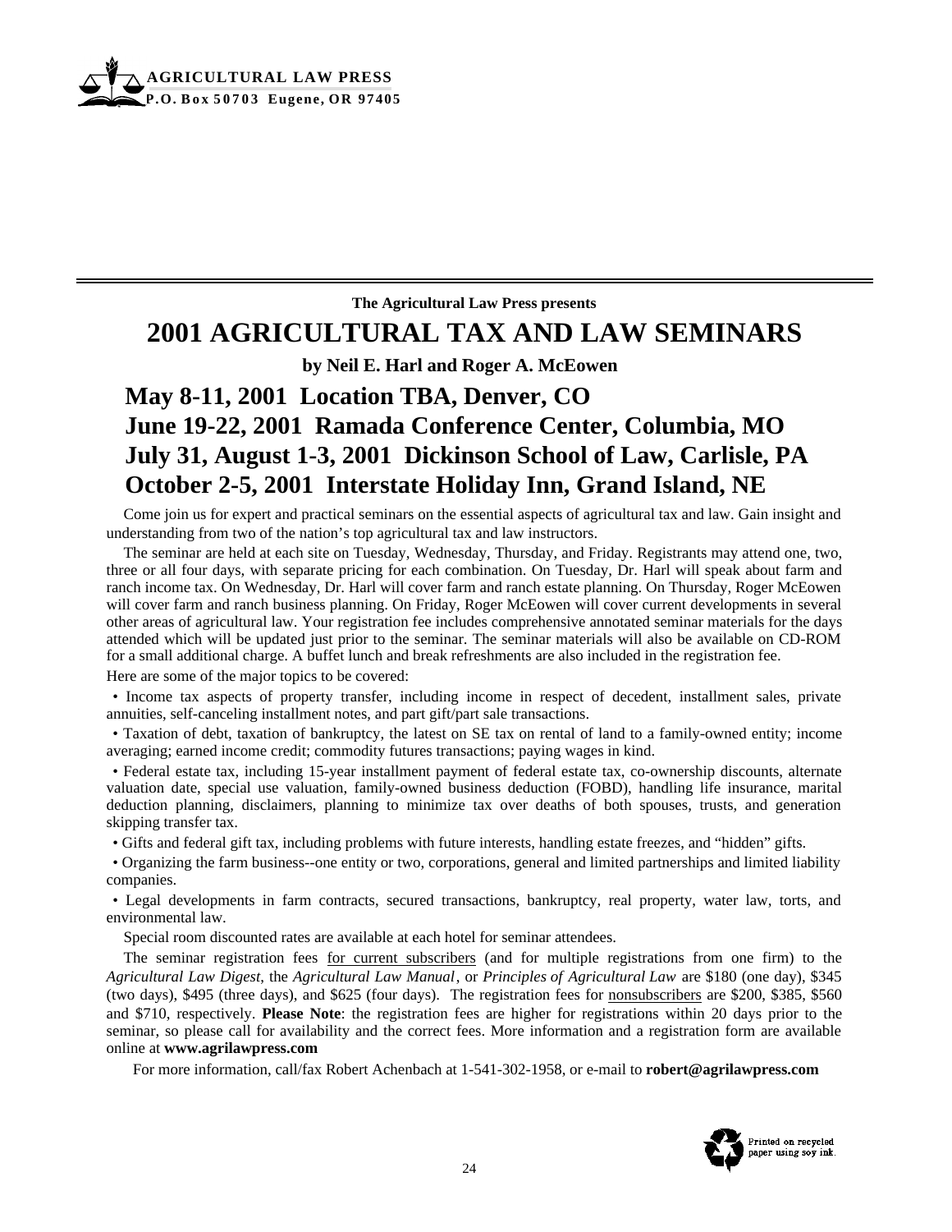**AGRICULTURAL LAW PRESS**
**P.O. Box 50703 Eugene, OR 97405**

**The Agricultural Law Press presents**

# 2001 AGRICULTURAL TAX AND LAW SEMINARS

**by Neil E. Harl and Roger A. McEowen**

## May 8-11, 2001 Location TBA, Denver, CO
## June 19-22, 2001 Ramada Conference Center, Columbia, MO
## July 31, August 1-3, 2001 Dickinson School of Law, Carlisle, PA
## October 2-5, 2001 Interstate Holiday Inn, Grand Island, NE

Come join us for expert and practical seminars on the essential aspects of agricultural tax and law. Gain insight and understanding from two of the nation's top agricultural tax and law instructors.

The seminar are held at each site on Tuesday, Wednesday, Thursday, and Friday. Registrants may attend one, two, three or all four days, with separate pricing for each combination. On Tuesday, Dr. Harl will speak about farm and ranch income tax. On Wednesday, Dr. Harl will cover farm and ranch estate planning. On Thursday, Roger McEowen will cover farm and ranch business planning. On Friday, Roger McEowen will cover current developments in several other areas of agricultural law. Your registration fee includes comprehensive annotated seminar materials for the days attended which will be updated just prior to the seminar. The seminar materials will also be available on CD-ROM for a small additional charge. A buffet lunch and break refreshments are also included in the registration fee.

Here are some of the major topics to be covered:

- Income tax aspects of property transfer, including income in respect of decedent, installment sales, private annuities, self-canceling installment notes, and part gift/part sale transactions.
- Taxation of debt, taxation of bankruptcy, the latest on SE tax on rental of land to a family-owned entity; income averaging; earned income credit; commodity futures transactions; paying wages in kind.
- Federal estate tax, including 15-year installment payment of federal estate tax, co-ownership discounts, alternate valuation date, special use valuation, family-owned business deduction (FOBD), handling life insurance, marital deduction planning, disclaimers, planning to minimize tax over deaths of both spouses, trusts, and generation skipping transfer tax.
- Gifts and federal gift tax, including problems with future interests, handling estate freezes, and "hidden" gifts.
- Organizing the farm business--one entity or two, corporations, general and limited partnerships and limited liability companies.
- Legal developments in farm contracts, secured transactions, bankruptcy, real property, water law, torts, and environmental law.

Special room discounted rates are available at each hotel for seminar attendees.

The seminar registration fees for current subscribers (and for multiple registrations from one firm) to the *Agricultural Law Digest*, the *Agricultural Law Manual*, or *Principles of Agricultural Law* are $180 (one day), $345 (two days), $495 (three days), and $625 (four days). The registration fees for nonsubscribers are $200, $385, $560 and $710, respectively. **Please Note**: the registration fees are higher for registrations within 20 days prior to the seminar, so please call for availability and the correct fees. More information and a registration form are available online at **www.agrilawpress.com**

For more information, call/fax Robert Achenbach at 1-541-302-1958, or e-mail to **robert@agrilawpress.com**

Printed on recycled paper using soy ink.